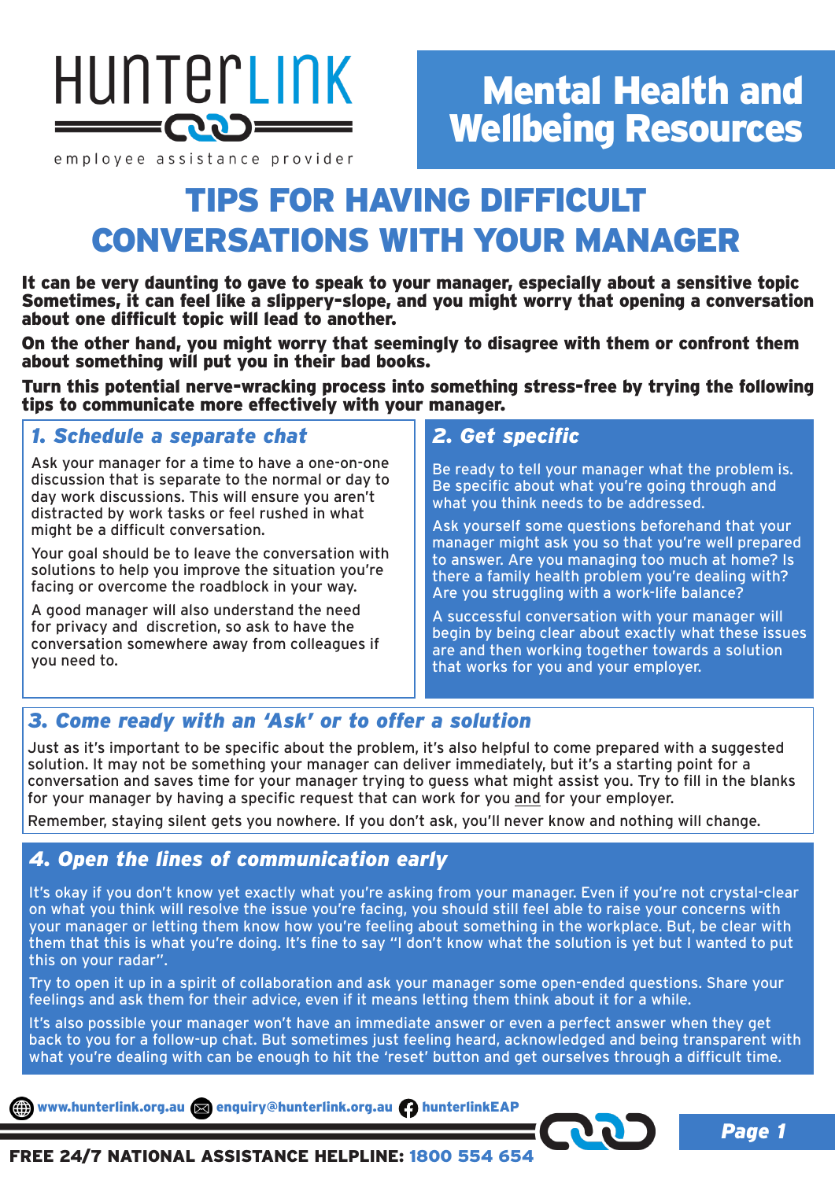HunterLink

employee assistance provider

# Mental Health and Wellbeing Resources

# TIPS FOR HAVING DIFFICULT CONVERSATIONS WITH YOUR MANAGER

**It can be very daunting to gave to speak to your manager, especially about a sensitive topic Sometimes, it can feel like a slippery-slope, and you might worry that opening a conversation about one difficult topic will lead to another.**

**On the other hand, you might worry that seemingly to disagree with them or confront them about something will put you in their bad books.**

**Turn this potential nerve-wracking process into something stress-free by trying the following tips to communicate more effectively with your manager.**

## *1. Schedule a separate chat*

Ask your manager for a time to have a one-on-one discussion that is separate to the normal or day to day work discussions. This will ensure you aren't distracted by work tasks or feel rushed in what might be a difficult conversation.

Your goal should be to leave the conversation with solutions to help you improve the situation you're facing or overcome the roadblock in your way.

A good manager will also understand the need for privacy and discretion, so ask to have the conversation somewhere away from colleagues if you need to.

## *2. Get specific*

Be ready to tell your manager what the problem is. Be specific about what you're going through and what you think needs to be addressed.

Ask yourself some questions beforehand that your manager might ask you so that you're well prepared to answer. Are you managing too much at home? Is there a family health problem you're dealing with? Are you struggling with a work-life balance?

A successful conversation with your manager will begin by being clear about exactly what these issues are and then working together towards a solution that works for you and your employer.

## *3. Come ready with an 'Ask' or to offer a solution*

Just as it's important to be specific about the problem, it's also helpful to come prepared with a suggested solution. It may not be something your manager can deliver immediately, but it's a starting point for a conversation and saves time for your manager trying to guess what might assist you. Try to fill in the blanks for your manager by having a specific request that can work for you <u>and</u> for your employer.

Remember, staying silent gets you nowhere. If you don't ask, you'll never know and nothing will change.

## *4. Open the lines of communication early*

It's okay if you don't know yet exactly what you're asking from your manager. Even if you're not crystal-clear on what you think will resolve the issue you're facing, you should still feel able to raise your concerns with your manager or letting them know how you're feeling about something in the workplace. But, be clear with them that this is what you're doing. It's fine to say "I don't know what the solution is yet but I wanted to put this on your radar".

Try to open it up in a spirit of collaboration and ask your manager some open-ended questions. Share your feelings and ask them for their advice, even if it means letting them think about it for a while.

It's also possible your manager won't have an immediate answer or even a perfect answer when they get back to you for a follow-up chat. But sometimes just feeling heard, acknowledged and being transparent with what you're dealing with can be enough to hit the 'reset' button and get ourselves through a difficult time.

www.hunterlink.org.au enquiry@hunterlink.org.au hunterlinkEAP

**FREE 24/7 NATIONAL ASSISTANCE HELPLINE: 1800 554 654**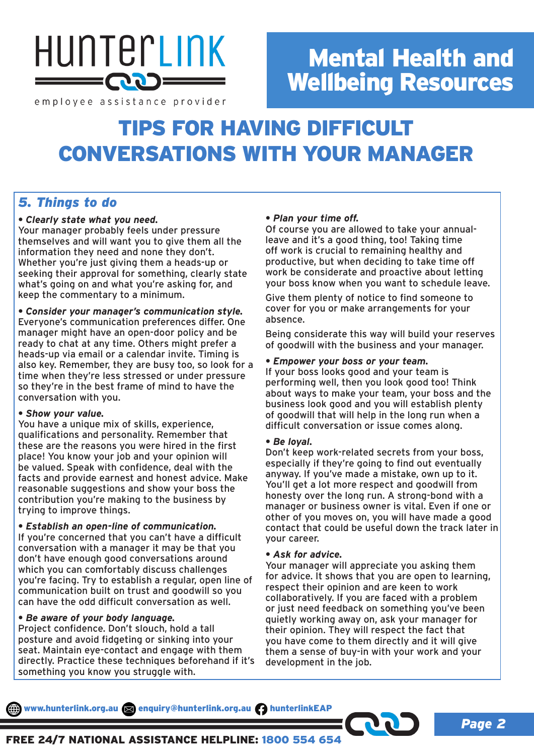# TIPS FOR HAVING DIFFICULT CONVERSATIONS WITH YOUR MANAGER

## *5. Things to do*

• ***Clearly state what you need.***
Your manager probably feels under pressure themselves and will want you to give them all the information they need and none they don't. Whether you're just giving them a heads-up or seeking their approval for something, clearly state what's going on and what you're asking for, and keep the commentary to a minimum.

• ***Consider your manager's communication style.***
Everyone's communication preferences differ. One manager might have an open-door policy and be ready to chat at any time. Others might prefer a heads-up via email or a calendar invite. Timing is also key. Remember, they are busy too, so look for a time when they're less stressed or under pressure so they're in the best frame of mind to have the conversation with you.

• ***Show your value.***
You have a unique mix of skills, experience, qualifications and personality. Remember that these are the reasons you were hired in the first place! You know your job and your opinion will be valued. Speak with confidence, deal with the facts and provide earnest and honest advice. Make reasonable suggestions and show your boss the contribution you're making to the business by trying to improve things.

• ***Establish an open-line of communication.***
If you're concerned that you can't have a difficult conversation with a manager it may be that you don't have enough good conversations around which you can comfortably discuss challenges you're facing. Try to establish a regular, open line of communication built on trust and goodwill so you can have the odd difficult conversation as well.

• ***Be aware of your body language.***
Project confidence. Don't slouch, hold a tall posture and avoid fidgeting or sinking into your seat. Maintain eye-contact and engage with them directly. Practice these techniques beforehand if it's something you know you struggle with.

• ***Plan your time off.***
Of course you are allowed to take your annual-leave and it's a good thing, too! Taking time off work is crucial to remaining healthy and productive, but when deciding to take time off work be considerate and proactive about letting your boss know when you want to schedule leave.

Give them plenty of notice to find someone to cover for you or make arrangements for your absence.

Being considerate this way will build your reserves of goodwill with the business and your manager.

• ***Empower your boss or your team.***
If your boss looks good and your team is performing well, then you look good too! Think about ways to make your team, your boss and the business look good and you will establish plenty of goodwill that will help in the long run when a difficult conversation or issue comes along.

• ***Be loyal.***
Don't keep work-related secrets from your boss, especially if they're going to find out eventually anyway. If you've made a mistake, own up to it. You'll get a lot more respect and goodwill from honesty over the long run. A strong-bond with a manager or business owner is vital. Even if one or other of you moves on, you will have made a good contact that could be useful down the track later in your career.

• ***Ask for advice.***
Your manager will appreciate you asking them for advice. It shows that you are open to learning, respect their opinion and are keen to work collaboratively. If you are faced with a problem or just need feedback on something you've been quietly working away on, ask your manager for their opinion. They will respect the fact that you have come to them directly and it will give them a sense of buy-in with your work and your development in the job.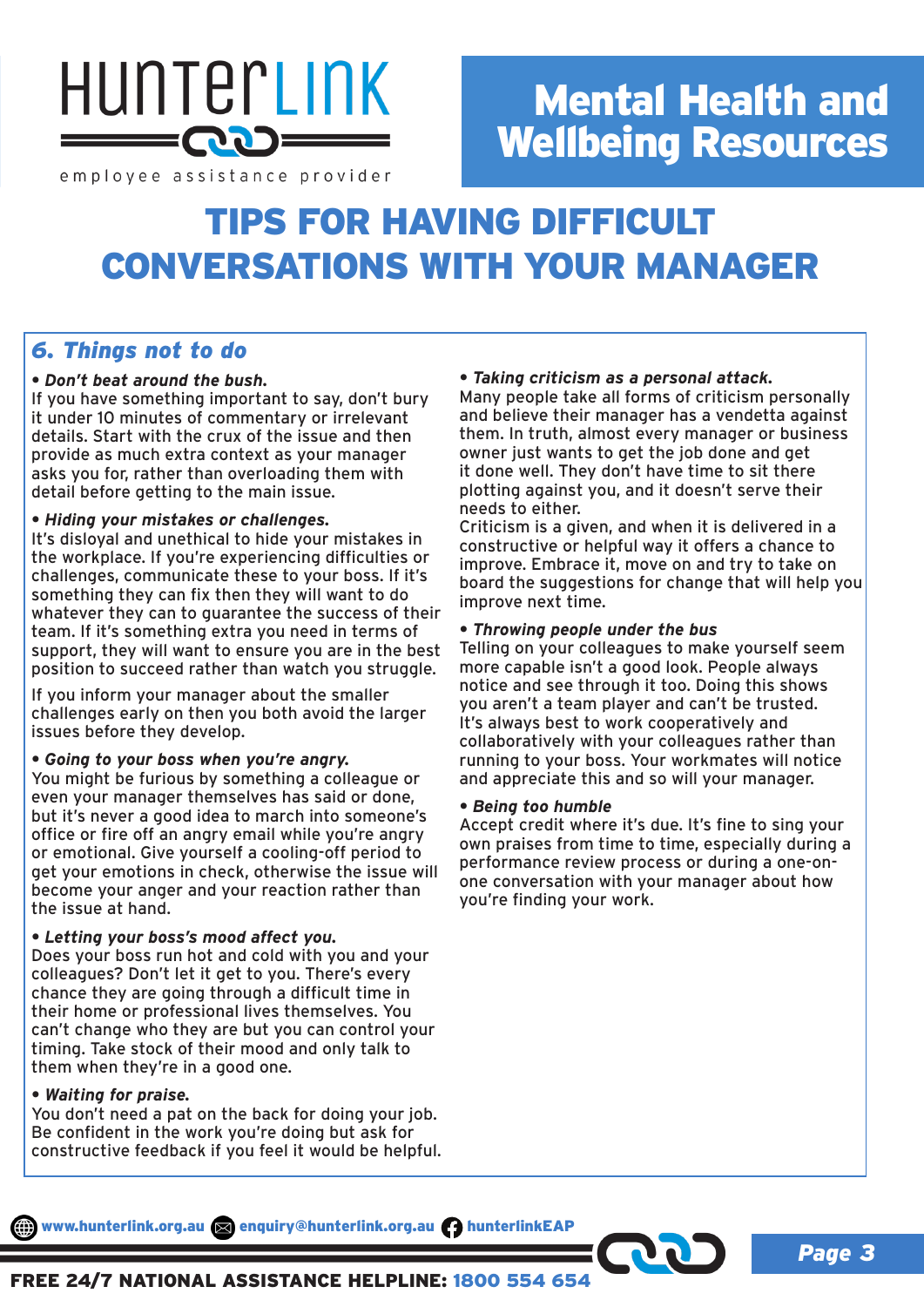# TIPS FOR HAVING DIFFICULT CONVERSATIONS WITH YOUR MANAGER

## *6. Things not to do*

***• Don't beat around the bush.***
If you have something important to say, don't bury it under 10 minutes of commentary or irrelevant details. Start with the crux of the issue and then provide as much extra context as your manager asks you for, rather than overloading them with detail before getting to the main issue.

***• Hiding your mistakes or challenges.***
It's disloyal and unethical to hide your mistakes in the workplace. If you're experiencing difficulties or challenges, communicate these to your boss. If it's something they can fix then they will want to do whatever they can to guarantee the success of their team. If it's something extra you need in terms of support, they will want to ensure you are in the best position to succeed rather than watch you struggle.

If you inform your manager about the smaller challenges early on then you both avoid the larger issues before they develop.

***• Going to your boss when you're angry.***
You might be furious by something a colleague or even your manager themselves has said or done, but it's never a good idea to march into someone's office or fire off an angry email while you're angry or emotional. Give yourself a cooling-off period to get your emotions in check, otherwise the issue will become your anger and your reaction rather than the issue at hand.

***• Letting your boss's mood affect you.***
Does your boss run hot and cold with you and your colleagues? Don't let it get to you. There's every chance they are going through a difficult time in their home or professional lives themselves. You can't change who they are but you can control your timing. Take stock of their mood and only talk to them when they're in a good one.

***• Waiting for praise.***
You don't need a pat on the back for doing your job. Be confident in the work you're doing but ask for constructive feedback if you feel it would be helpful.

***• Taking criticism as a personal attack.***
Many people take all forms of criticism personally and believe their manager has a vendetta against them. In truth, almost every manager or business owner just wants to get the job done and get it done well. They don't have time to sit there plotting against you, and it doesn't serve their needs to either.
Criticism is a given, and when it is delivered in a constructive or helpful way it offers a chance to improve. Embrace it, move on and try to take on board the suggestions for change that will help you improve next time.

***• Throwing people under the bus***
Telling on your colleagues to make yourself seem more capable isn't a good look. People always notice and see through it too. Doing this shows you aren't a team player and can't be trusted. It's always best to work cooperatively and collaboratively with your colleagues rather than running to your boss. Your workmates will notice and appreciate this and so will your manager.

***• Being too humble***
Accept credit where it's due. It's fine to sing your own praises from time to time, especially during a performance review process or during a one-on-one conversation with your manager about how you're finding your work.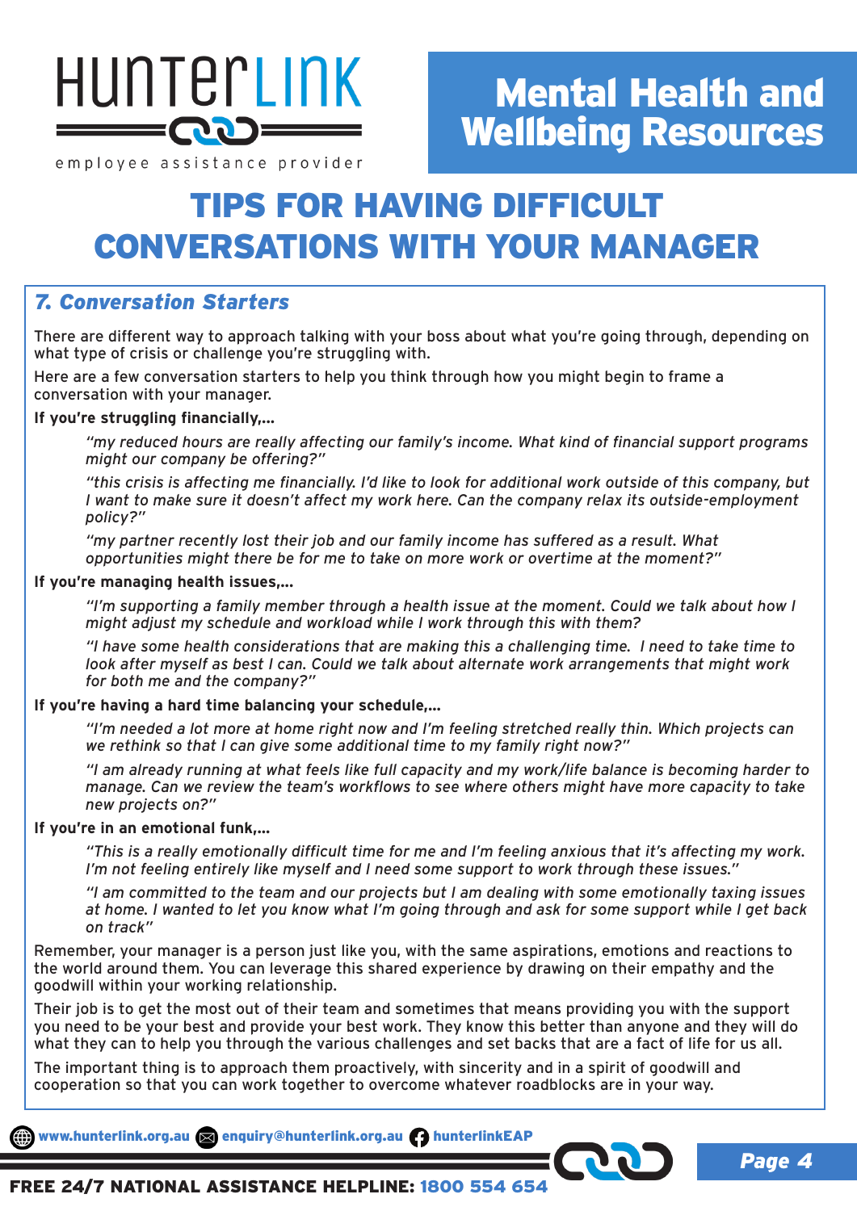# TIPS FOR HAVING DIFFICULT CONVERSATIONS WITH YOUR MANAGER

## *7. Conversation Starters*

There are different way to approach talking with your boss about what you're going through, depending on what type of crisis or challenge you're struggling with.

Here are a few conversation starters to help you think through how you might begin to frame a conversation with your manager.

**If you're struggling financially,...**

> *"my reduced hours are really affecting our family's income. What kind of financial support programs might our company be offering?"*
>
> *"this crisis is affecting me financially. I'd like to look for additional work outside of this company, but I want to make sure it doesn't affect my work here. Can the company relax its outside-employment policy?"*
>
> *"my partner recently lost their job and our family income has suffered as a result. What opportunities might there be for me to take on more work or overtime at the moment?"*

**If you're managing health issues,...**

> *"I'm supporting a family member through a health issue at the moment. Could we talk about how I might adjust my schedule and workload while I work through this with them?*
>
> *"I have some health considerations that are making this a challenging time. I need to take time to look after myself as best I can. Could we talk about alternate work arrangements that might work for both me and the company?"*

**If you're having a hard time balancing your schedule,...**

> *"I'm needed a lot more at home right now and I'm feeling stretched really thin. Which projects can we rethink so that I can give some additional time to my family right now?"*
>
> *"I am already running at what feels like full capacity and my work/life balance is becoming harder to manage. Can we review the team's workflows to see where others might have more capacity to take new projects on?"*

**If you're in an emotional funk,...**

> *"This is a really emotionally difficult time for me and I'm feeling anxious that it's affecting my work. I'm not feeling entirely like myself and I need some support to work through these issues."*
>
> *"I am committed to the team and our projects but I am dealing with some emotionally taxing issues at home. I wanted to let you know what I'm going through and ask for some support while I get back on track"*

Remember, your manager is a person just like you, with the same aspirations, emotions and reactions to the world around them. You can leverage this shared experience by drawing on their empathy and the goodwill within your working relationship.

Their job is to get the most out of their team and sometimes that means providing you with the support you need to be your best and provide your best work. They know this better than anyone and they will do what they can to help you through the various challenges and set backs that are a fact of life for us all.

The important thing is to approach them proactively, with sincerity and in a spirit of goodwill and cooperation so that you can work together to overcome whatever roadblocks are in your way.